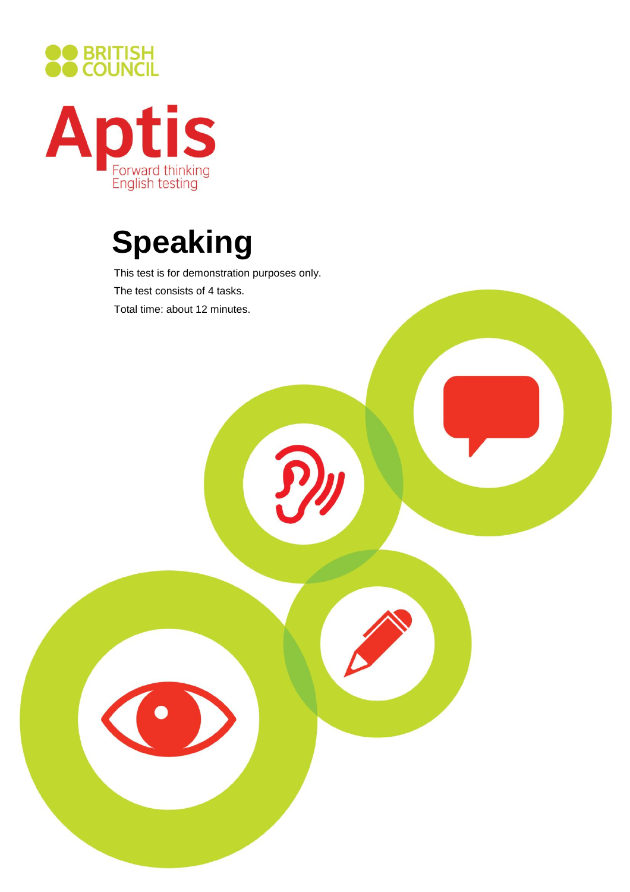BRITISH COUNCIL

Aptis

Forward thinking English testing

# Speaking

This test is for demonstration purposes only.

The test consists of 4 tasks.

Total time: about 12 minutes.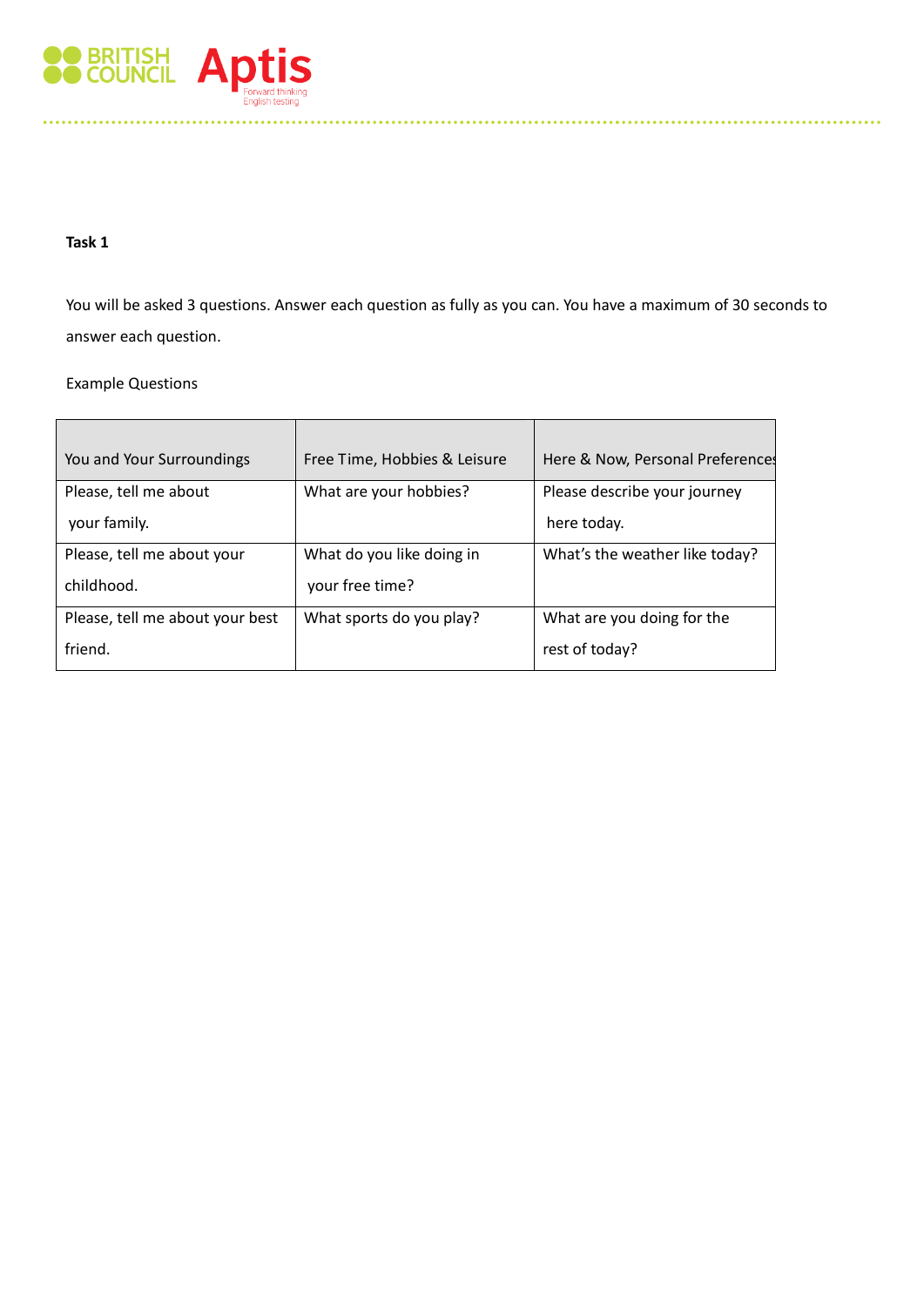**Task 1**

You will be asked 3 questions. Answer each question as fully as you can. You have a maximum of 30 seconds to answer each question.

Example Questions

| You and Your Surroundings | Free Time, Hobbies & Leisure | Here & Now, Personal Preferences |
| --- | --- | --- |
| Please, tell me about your family. | What are your hobbies? | Please describe your journey here today. |
| Please, tell me about your childhood. | What do you like doing in your free time? | What's the weather like today? |
| Please, tell me about your best friend. | What sports do you play? | What are you doing for the rest of today? |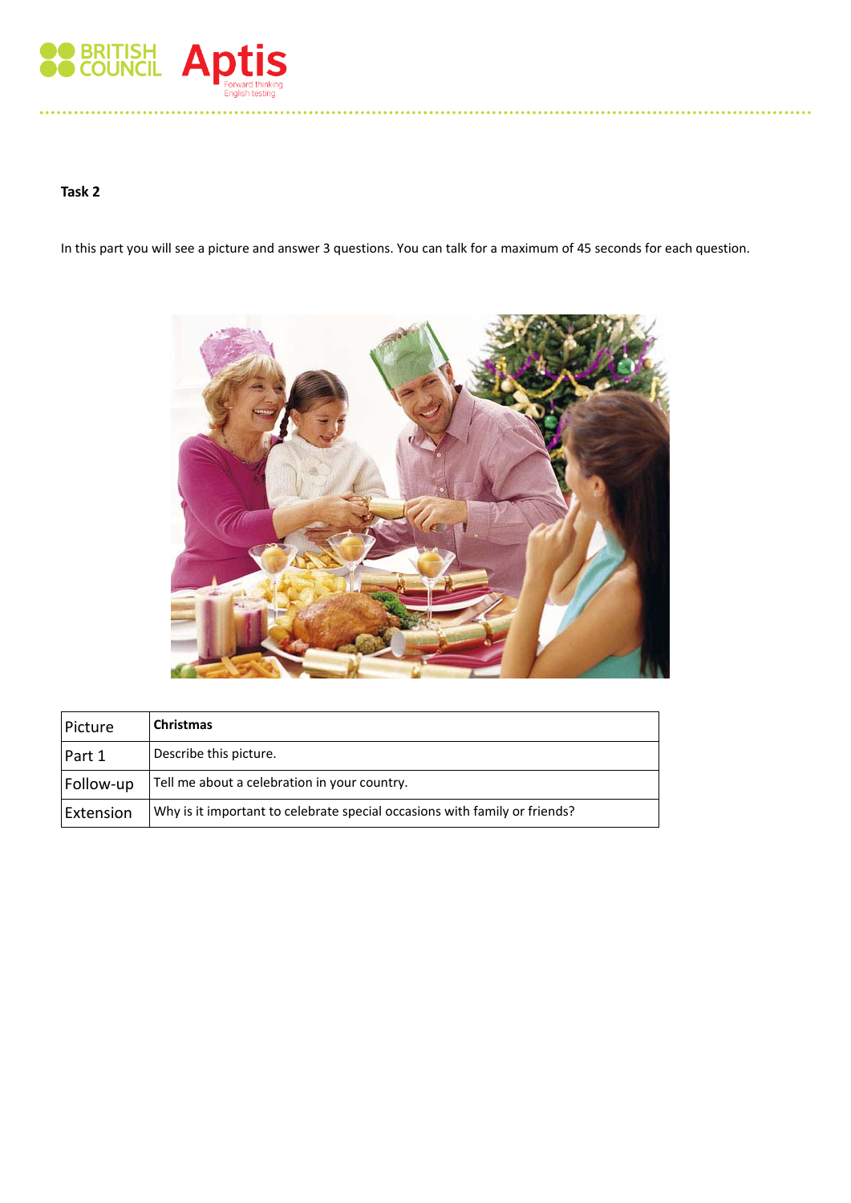**Task 2**

In this part you will see a picture and answer 3 questions. You can talk for a maximum of 45 seconds for each question.

| Picture | **Christmas** |
|---|---|
| Part 1 | Describe this picture. |
| Follow-up | Tell me about a celebration in your country. |
| Extension | Why is it important to celebrate special occasions with family or friends? |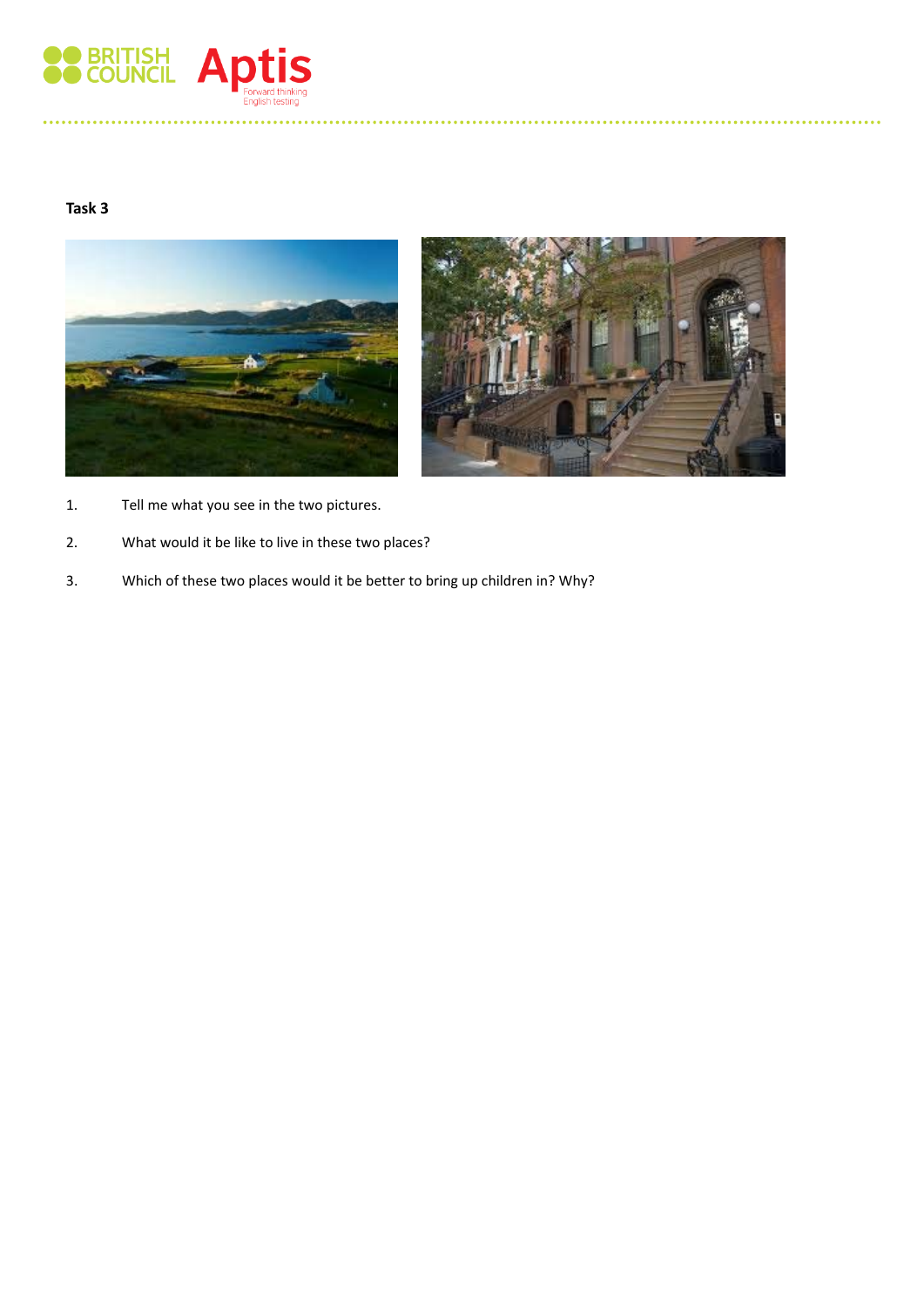**Task 3**

1. Tell me what you see in the two pictures.
2. What would it be like to live in these two places?
3. Which of these two places would it be better to bring up children in? Why?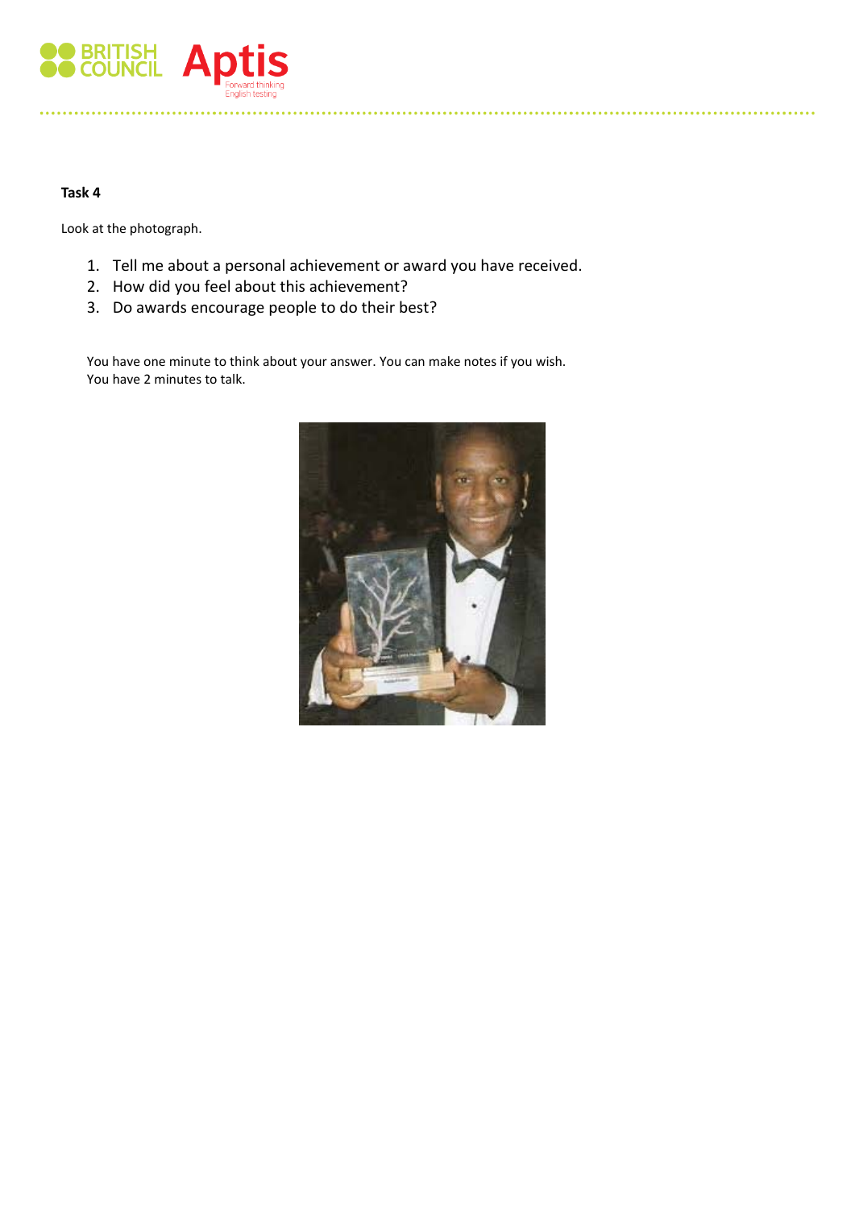**Task 4**

Look at the photograph.

1. Tell me about a personal achievement or award you have received.
2. How did you feel about this achievement?
3. Do awards encourage people to do their best?

You have one minute to think about your answer. You can make notes if you wish.
You have 2 minutes to talk.